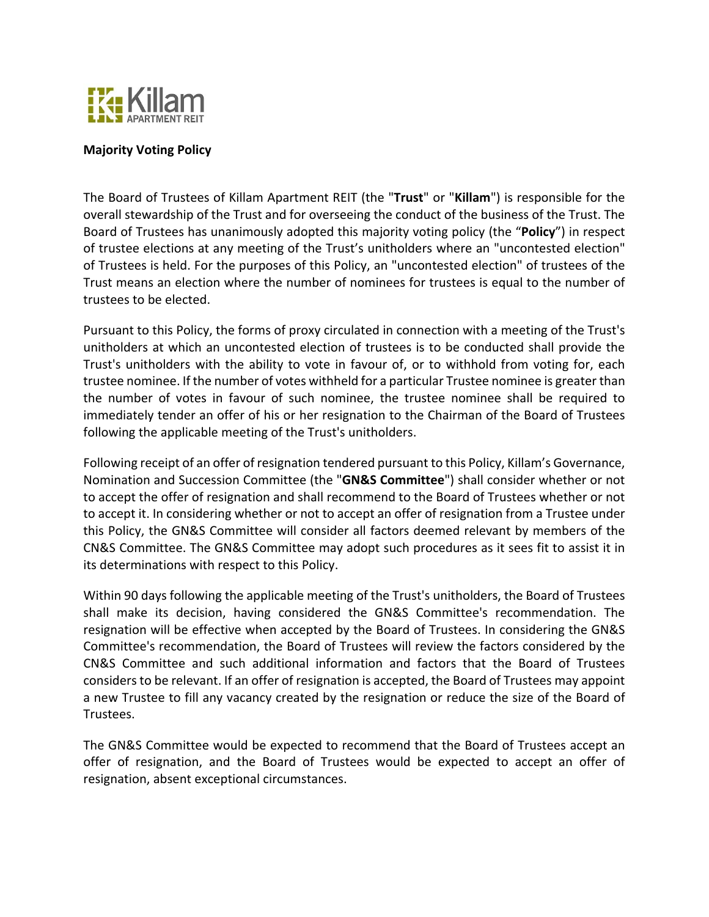Killam APARTMENT REIT

**Majority Voting Policy**

The Board of Trustees of Killam Apartment REIT (the "**Trust**" or "**Killam**") is responsible for the overall stewardship of the Trust and for overseeing the conduct of the business of the Trust. The Board of Trustees has unanimously adopted this majority voting policy (the "**Policy**") in respect of trustee elections at any meeting of the Trust's unitholders where an "uncontested election" of Trustees is held. For the purposes of this Policy, an "uncontested election" of trustees of the Trust means an election where the number of nominees for trustees is equal to the number of trustees to be elected.

Pursuant to this Policy, the forms of proxy circulated in connection with a meeting of the Trust's unitholders at which an uncontested election of trustees is to be conducted shall provide the Trust's unitholders with the ability to vote in favour of, or to withhold from voting for, each trustee nominee. If the number of votes withheld for a particular Trustee nominee is greater than the number of votes in favour of such nominee, the trustee nominee shall be required to immediately tender an offer of his or her resignation to the Chairman of the Board of Trustees following the applicable meeting of the Trust's unitholders.

Following receipt of an offer of resignation tendered pursuant to this Policy, Killam's Governance, Nomination and Succession Committee (the "**GN&S Committee**") shall consider whether or not to accept the offer of resignation and shall recommend to the Board of Trustees whether or not to accept it. In considering whether or not to accept an offer of resignation from a Trustee under this Policy, the GN&S Committee will consider all factors deemed relevant by members of the CN&S Committee. The GN&S Committee may adopt such procedures as it sees fit to assist it in its determinations with respect to this Policy.

Within 90 days following the applicable meeting of the Trust's unitholders, the Board of Trustees shall make its decision, having considered the GN&S Committee's recommendation. The resignation will be effective when accepted by the Board of Trustees. In considering the GN&S Committee's recommendation, the Board of Trustees will review the factors considered by the CN&S Committee and such additional information and factors that the Board of Trustees considers to be relevant. If an offer of resignation is accepted, the Board of Trustees may appoint a new Trustee to fill any vacancy created by the resignation or reduce the size of the Board of Trustees.

The GN&S Committee would be expected to recommend that the Board of Trustees accept an offer of resignation, and the Board of Trustees would be expected to accept an offer of resignation, absent exceptional circumstances.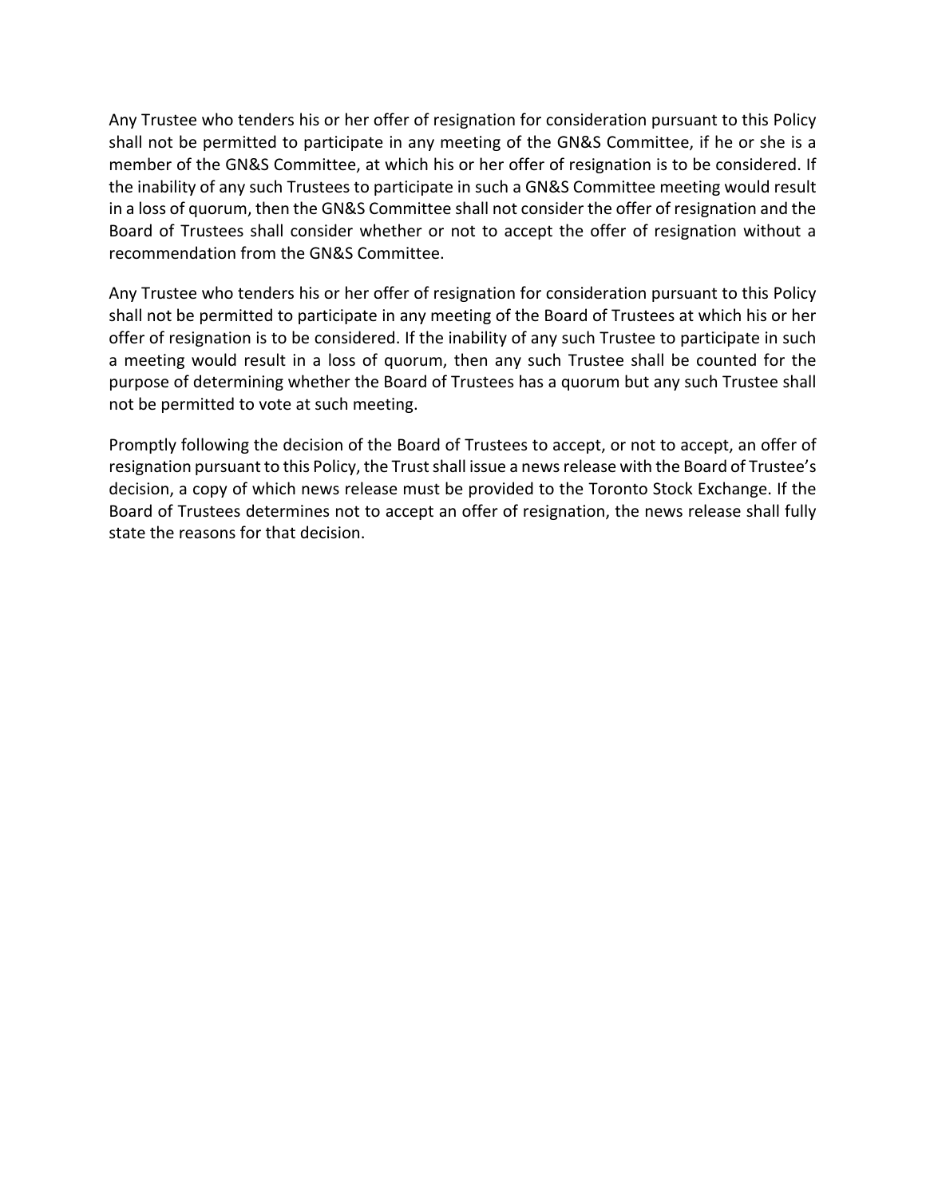Any Trustee who tenders his or her offer of resignation for consideration pursuant to this Policy shall not be permitted to participate in any meeting of the GN&S Committee, if he or she is a member of the GN&S Committee, at which his or her offer of resignation is to be considered. If the inability of any such Trustees to participate in such a GN&S Committee meeting would result in a loss of quorum, then the GN&S Committee shall not consider the offer of resignation and the Board of Trustees shall consider whether or not to accept the offer of resignation without a recommendation from the GN&S Committee.

Any Trustee who tenders his or her offer of resignation for consideration pursuant to this Policy shall not be permitted to participate in any meeting of the Board of Trustees at which his or her offer of resignation is to be considered. If the inability of any such Trustee to participate in such a meeting would result in a loss of quorum, then any such Trustee shall be counted for the purpose of determining whether the Board of Trustees has a quorum but any such Trustee shall not be permitted to vote at such meeting.

Promptly following the decision of the Board of Trustees to accept, or not to accept, an offer of resignation pursuant to this Policy, the Trust shall issue a news release with the Board of Trustee's decision, a copy of which news release must be provided to the Toronto Stock Exchange. If the Board of Trustees determines not to accept an offer of resignation, the news release shall fully state the reasons for that decision.